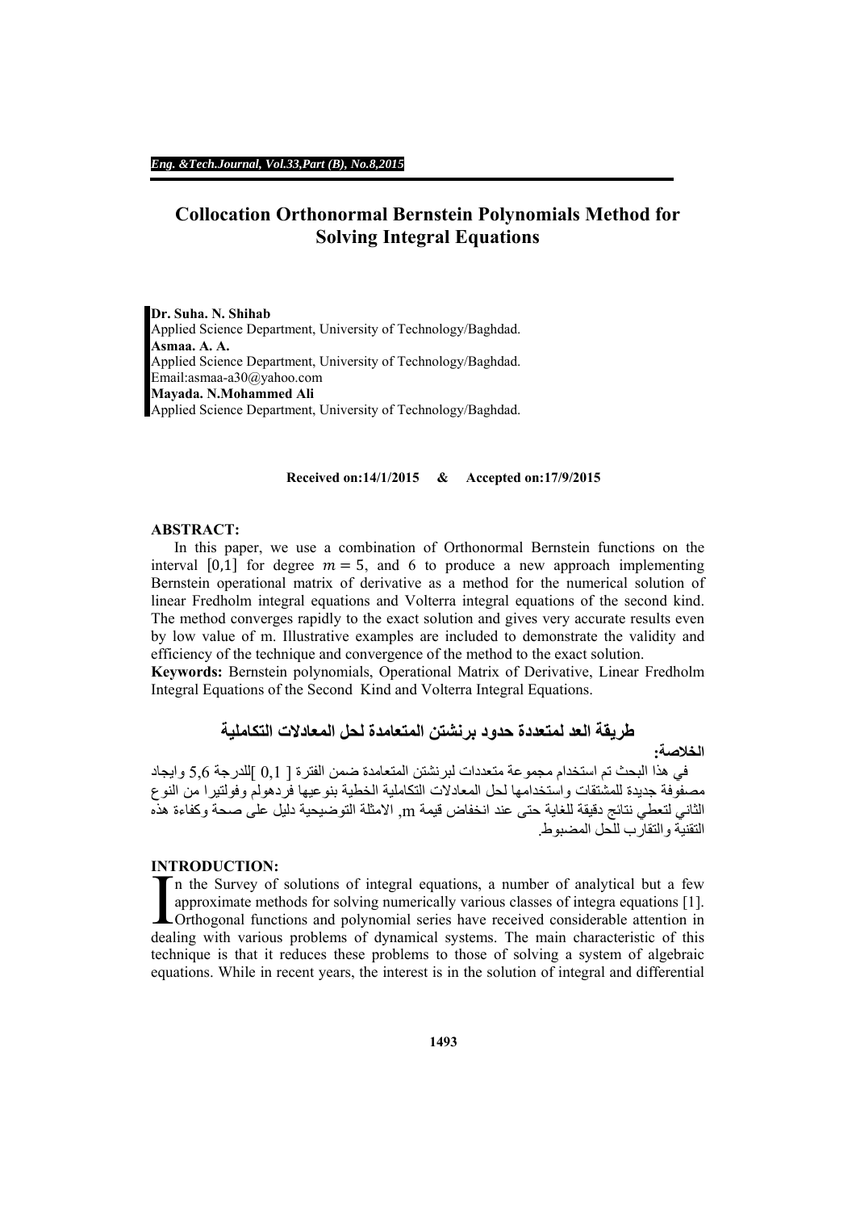// Collocation Orthonormal Bernstein Polynomials Method for Solving Integral Equations

**Dr. Suha. N. Shihab**
Applied Science Department, University of Technology/Baghdad.
**Asmaa. A. A.**
Applied Science Department, University of Technology/Baghdad.
Email:asmaa-a30@yahoo.com
**Mayada. N.Mohammed Ali**
Applied Science Department, University of Technology/Baghdad.

**Received on:14/1/2015 & Accepted on:17/9/2015**

## ABSTRACT:

In this paper, we use a combination of Orthonormal Bernstein functions on the interval $[0,1]$ for degree $m = 5$, and 6 to produce a new approach implementing Bernstein operational matrix of derivative as a method for the numerical solution of linear Fredholm integral equations and Volterra integral equations of the second kind. The method converges rapidly to the exact solution and gives very accurate results even by low value of m. Illustrative examples are included to demonstrate the validity and efficiency of the technique and convergence of the method to the exact solution.

**Keywords:** Bernstein polynomials, Operational Matrix of Derivative, Linear Fredholm Integral Equations of the Second Kind and Volterra Integral Equations.

## طريقة العد لمتعددة حدود برنشتن المتعامدة لحل المعادلات التكاملية

**الخلاصة:**

في هذا البحث تم استخدام مجموعة متعددات لبرنشتن المتعامدة ضمن الفترة [ 0,1 ]للدرجة 5,6 وايجاد مصفوفة جديدة للمشتقات واستخدامها لحل المعادلات التكاملية الخطية بنوعيها فردهولم وفولتيرا من النوع الثاني لتعطي نتائج دقيقة للغاية حتى عند انخفاض قيمة m, الامثلة التوضيحية دليل على صحة وكفاءة هذه التقنية والتقارب للحل المضبوط.

## INTRODUCTION:

In the Survey of solutions of integral equations, a number of analytical but a few approximate methods for solving numerically various classes of integra equations [1]. Orthogonal functions and polynomial series have received considerable attention in dealing with various problems of dynamical systems. The main characteristic of this technique is that it reduces these problems to those of solving a system of algebraic equations. While in recent years, the interest is in the solution of integral and differential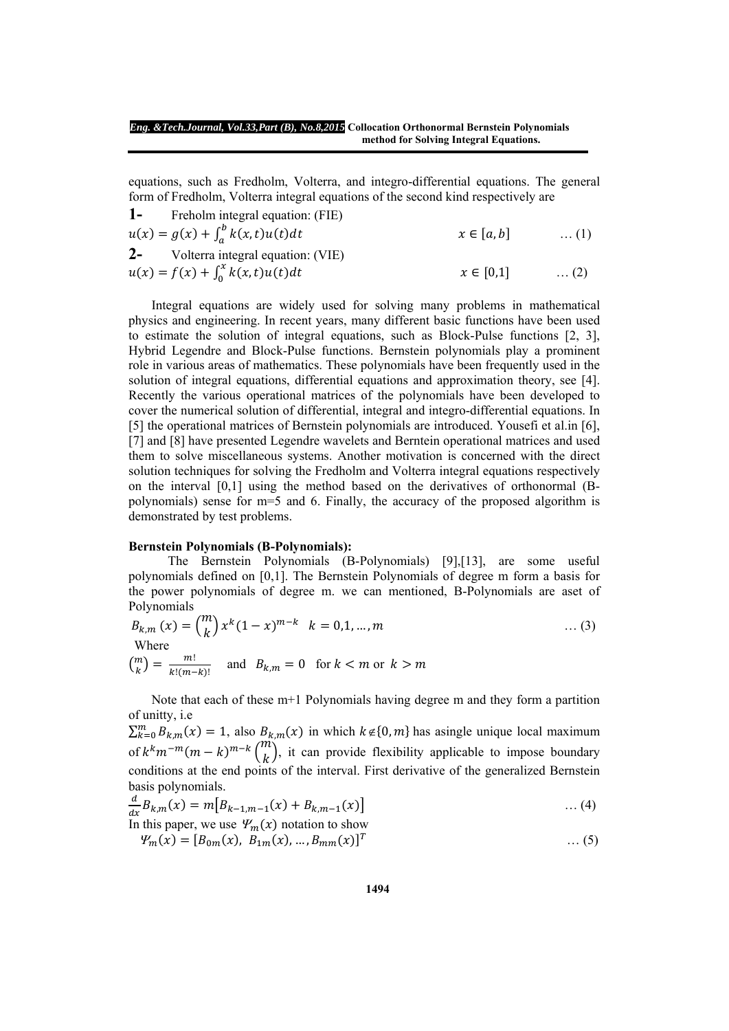equations, such as Fredholm, Volterra, and integro-differential equations. The general form of Fredholm, Volterra integral equations of the second kind respectively are

**1-** Freholm integral equation: (FIE)

$$u(x) = g(x) + \int_a^b k(x,t)u(t)dt \qquad x \in [a,b] \qquad \dots (1)$$

**2-** Volterra integral equation: (VIE)

$$u(x) = f(x) + \int_0^x k(x,t)u(t)dt \qquad x \in [0,1] \qquad \dots (2)$$

Integral equations are widely used for solving many problems in mathematical physics and engineering. In recent years, many different basic functions have been used to estimate the solution of integral equations, such as Block-Pulse functions [2, 3], Hybrid Legendre and Block-Pulse functions. Bernstein polynomials play a prominent role in various areas of mathematics. These polynomials have been frequently used in the solution of integral equations, differential equations and approximation theory, see [4]. Recently the various operational matrices of the polynomials have been developed to cover the numerical solution of differential, integral and integro-differential equations. In [5] the operational matrices of Bernstein polynomials are introduced. Yousefi et al.in [6], [7] and [8] have presented Legendre wavelets and Berntein operational matrices and used them to solve miscellaneous systems. Another motivation is concerned with the direct solution techniques for solving the Fredholm and Volterra integral equations respectively on the interval [0,1] using the method based on the derivatives of orthonormal (B-polynomials) sense for m=5 and 6. Finally, the accuracy of the proposed algorithm is demonstrated by test problems.

**Bernstein Polynomials (B-Polynomials):**

The Bernstein Polynomials (B-Polynomials) [9],[13], are some useful polynomials defined on [0,1]. The Bernstein Polynomials of degree m form a basis for the power polynomials of degree m. we can mentioned, B-Polynomials are aset of Polynomials

$$B_{k,m}(x) = \binom{m}{k} x^k (1-x)^{m-k} \quad k = 0,1,\dots,m \qquad \dots (3)$$

Where

$$\binom{m}{k} = \frac{m!}{k!(m-k)!} \quad \text{and} \quad B_{k,m} = 0 \quad \text{for } k < m \text{ or } k > m$$

Note that each of these m+1 Polynomials having degree m and they form a partition of unitty, i.e

$\sum_{k=0}^{m} B_{k,m}(x) = 1$, also $B_{k,m}(x)$ in which $k \notin \{0, m\}$ has asingle unique local maximum of $k^k m^{-m}(m-k)^{m-k}\binom{m}{k}$, it can provide flexibility applicable to impose boundary conditions at the end points of the interval. First derivative of the generalized Bernstein basis polynomials.

$$\frac{d}{dx} B_{k,m}(x) = m\left[B_{k-1,m-1}(x) + B_{k,m-1}(x)\right] \qquad \dots (4)$$

In this paper, we use $\Psi_m(x)$ notation to show

$$\Psi_m(x) = [B_{0m}(x),\ B_{1m}(x), \dots, B_{mm}(x)]^T \qquad \dots (5)$$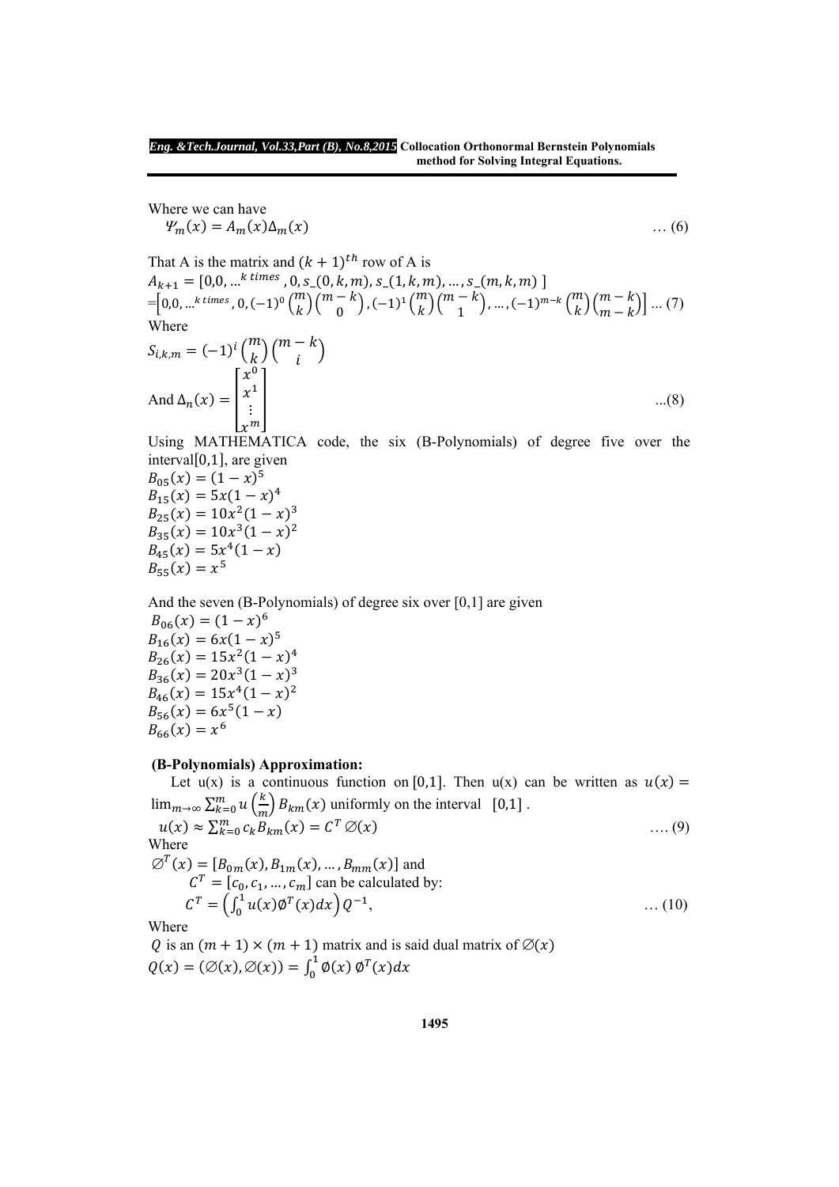Where we can have

$$\Psi_m(x) = A_m(x)\Delta_m(x) \qquad \dots (6)$$

That A is the matrix and $(k+1)^{th}$ row of A is

$$A_{k+1} = [0,0,\dots^{k\ times},0,s\_(0,k,m),s\_(1,k,m),\dots,s\_(m,k,m)]$$
$$=\left[0,0,\dots^{k\ times},0,(-1)^0\binom{m}{k}\binom{m-k}{0},(-1)^1\binom{m}{k}\binom{m-k}{1},\dots,(-1)^{m-k}\binom{m}{k}\binom{m-k}{m-k}\right] \dots (7)$$

Where

$$S_{i,k,m} = (-1)^i\binom{m}{k}\binom{m-k}{i}$$

And
$$\Delta_n(x) = \begin{bmatrix} x^0 \\ x^1 \\ \vdots \\ x^m \end{bmatrix} \qquad \dots(8)$$

Using MATHEMATICA code, the six (B-Polynomials) of degree five over the interval[0,1], are given

$B_{05}(x) = (1-x)^5$
$B_{15}(x) = 5x(1-x)^4$
$B_{25}(x) = 10x^2(1-x)^3$
$B_{35}(x) = 10x^3(1-x)^2$
$B_{45}(x) = 5x^4(1-x)$
$B_{55}(x) = x^5$

And the seven (B-Polynomials) of degree six over [0,1] are given

$B_{06}(x) = (1-x)^6$
$B_{16}(x) = 6x(1-x)^5$
$B_{26}(x) = 15x^2(1-x)^4$
$B_{36}(x) = 20x^3(1-x)^3$
$B_{46}(x) = 15x^4(1-x)^2$
$B_{56}(x) = 6x^5(1-x)$
$B_{66}(x) = x^6$

### (B-Polynomials) Approximation:

Let u(x) is a continuous function on [0,1]. Then u(x) can be written as $u(x) = \lim_{m\to\infty}\sum_{k=0}^{m} u\left(\frac{k}{m}\right)B_{km}(x)$ uniformly on the interval [0,1] .

$$u(x) \approx \sum_{k=0}^{m} c_k B_{km}(x) = C^T\varnothing(x) \qquad \dots. (9)$$

Where

$\varnothing^T(x) = [B_{0m}(x), B_{1m}(x), \dots, B_{mm}(x)]$ and

$C^T = [c_0, c_1, \dots, c_m]$ can be calculated by:

$$C^T = \left(\int_0^1 u(x)\emptyset^T(x)dx\right)Q^{-1}, \qquad \dots (10)$$

Where

$Q$ is an $(m+1)\times(m+1)$ matrix and is said dual matrix of $\varnothing(x)$

$$Q(x) = (\varnothing(x),\varnothing(x)) = \int_0^1 \emptyset(x)\,\emptyset^T(x)dx$$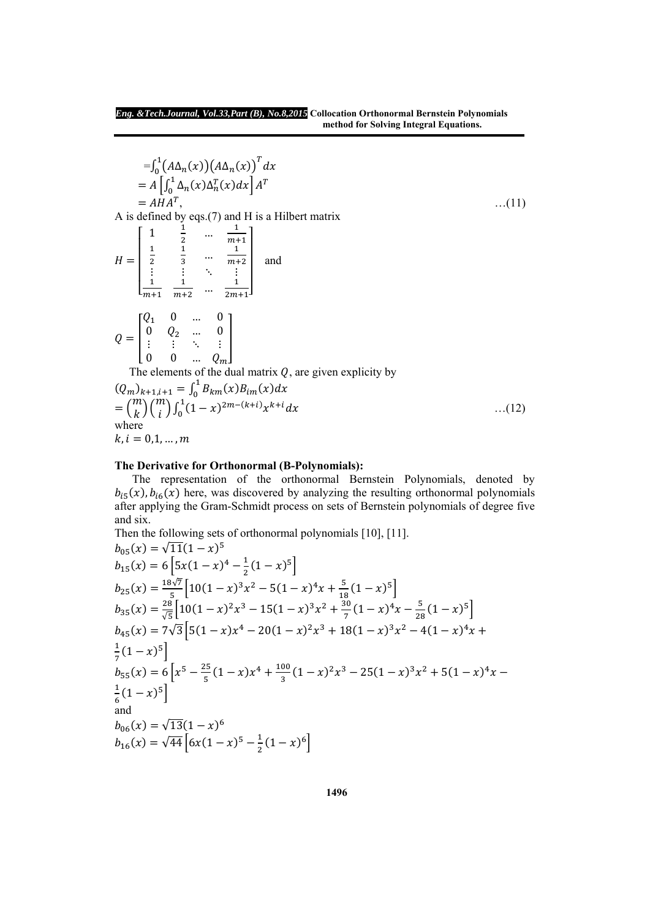$$=\int_0^1 \left(A\Delta_n(x)\right)\left(A\Delta_n(x)\right)^T dx$$
$$= A\left[\int_0^1 \Delta_n(x)\Delta_n^T(x)dx\right]A^T$$
$$= AHA^T, \qquad \ldots(11)$$

A is defined by eqs.(7) and H is a Hilbert matrix

$$H = \begin{bmatrix} 1 & \frac{1}{2} & \cdots & \frac{1}{m+1} \\ \frac{1}{2} & \frac{1}{3} & \cdots & \frac{1}{m+2} \\ \vdots & \vdots & \ddots & \vdots \\ \frac{1}{m+1} & \frac{1}{m+2} & \cdots & \frac{1}{2m+1} \end{bmatrix} \quad \text{and}$$

$$Q = \begin{bmatrix} Q_1 & 0 & \cdots & 0 \\ 0 & Q_2 & \cdots & 0 \\ \vdots & \vdots & \ddots & \vdots \\ 0 & 0 & \cdots & Q_m \end{bmatrix}$$

The elements of the dual matrix $Q$, are given explicity by

$$(Q_m)_{k+1,i+1} = \int_0^1 B_{km}(x)B_{im}(x)dx$$
$$= \binom{m}{k}\binom{m}{i}\int_0^1 (1-x)^{2m-(k+i)}x^{k+i}dx \qquad \ldots(12)$$

where

$k, i = 0,1,\ldots,m$

**The Derivative for Orthonormal (B-Polynomials):**

The representation of the orthonormal Bernstein Polynomials, denoted by $b_{i5}(x), b_{i6}(x)$ here, was discovered by analyzing the resulting orthonormal polynomials after applying the Gram-Schmidt process on sets of Bernstein polynomials of degree five and six.

Then the following sets of orthonormal polynomials [10], [11].

$$b_{05}(x) = \sqrt{11}(1-x)^5$$

$$b_{15}(x) = 6\left[5x(1-x)^4 - \frac{1}{2}(1-x)^5\right]$$

$$b_{25}(x) = \frac{18\sqrt{7}}{5}\left[10(1-x)^3x^2 - 5(1-x)^4x + \frac{5}{18}(1-x)^5\right]$$

$$b_{35}(x) = \frac{28}{\sqrt{5}}\left[10(1-x)^2x^3 - 15(1-x)^3x^2 + \frac{30}{7}(1-x)^4x - \frac{5}{28}(1-x)^5\right]$$

$$b_{45}(x) = 7\sqrt{3}\left[5(1-x)x^4 - 20(1-x)^2x^3 + 18(1-x)^3x^2 - 4(1-x)^4x + \frac{1}{7}(1-x)^5\right]$$

$$b_{55}(x) = 6\left[x^5 - \frac{25}{5}(1-x)x^4 + \frac{100}{3}(1-x)^2x^3 - 25(1-x)^3x^2 + 5(1-x)^4x - \frac{1}{6}(1-x)^5\right]$$

and

$$b_{06}(x) = \sqrt{13}(1-x)^6$$

$$b_{16}(x) = \sqrt{44}\left[6x(1-x)^5 - \frac{1}{2}(1-x)^6\right]$$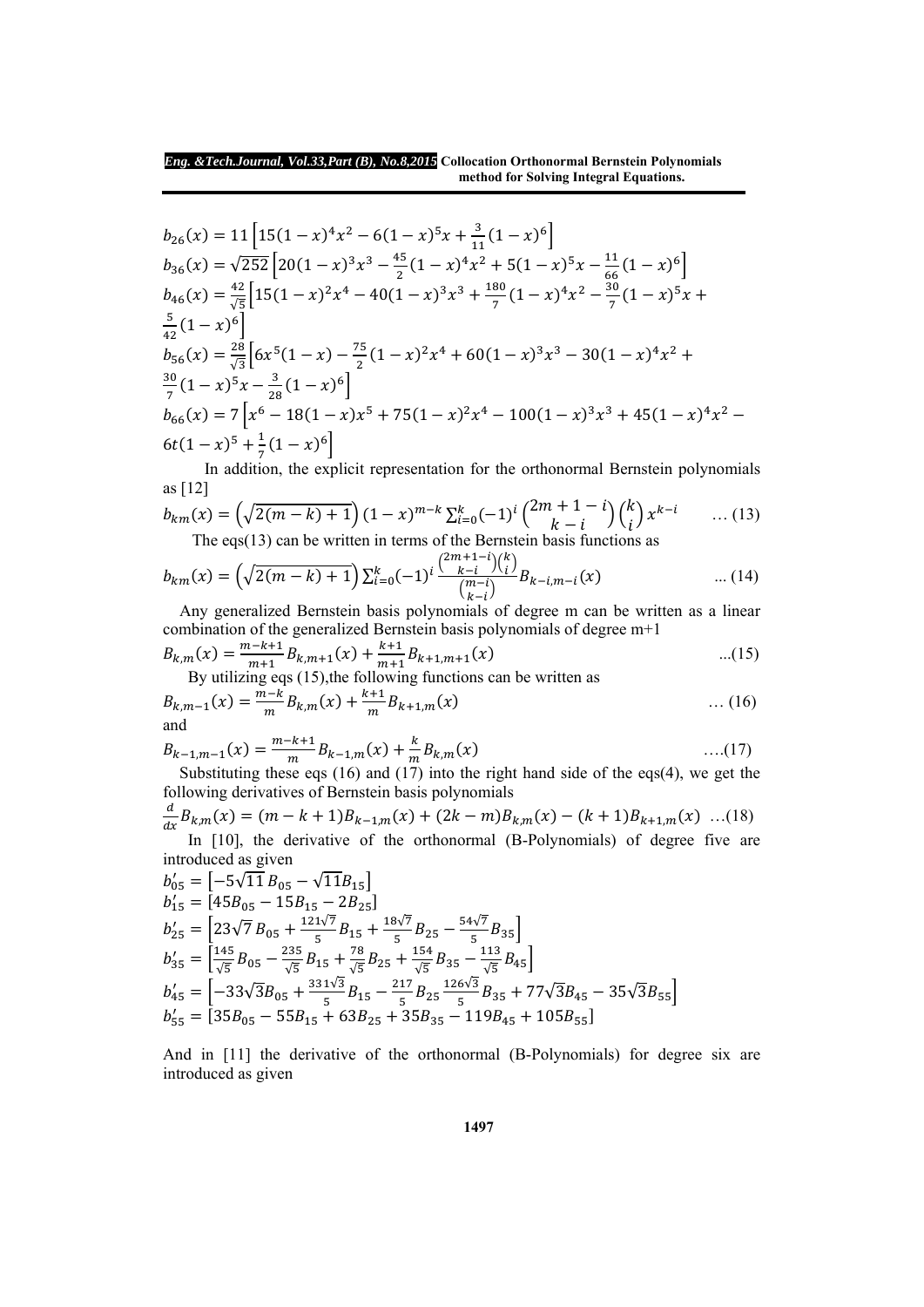$$b_{26}(x) = 11\left[15(1-x)^4x^2 - 6(1-x)^5x + \frac{3}{11}(1-x)^6\right]$$

$$b_{36}(x) = \sqrt{252}\left[20(1-x)^3x^3 - \frac{45}{2}(1-x)^4x^2 + 5(1-x)^5x - \frac{11}{66}(1-x)^6\right]$$

$$b_{46}(x) = \frac{42}{\sqrt{5}}\left[15(1-x)^2x^4 - 40(1-x)^3x^3 + \frac{180}{7}(1-x)^4x^2 - \frac{30}{7}(1-x)^5x + \frac{5}{42}(1-x)^6\right]$$

$$b_{56}(x) = \frac{28}{\sqrt{3}}\left[6x^5(1-x) - \frac{75}{2}(1-x)^2x^4 + 60(1-x)^3x^3 - 30(1-x)^4x^2 + \frac{30}{7}(1-x)^5x - \frac{3}{28}(1-x)^6\right]$$

$$b_{66}(x) = 7\left[x^6 - 18(1-x)x^5 + 75(1-x)^2x^4 - 100(1-x)^3x^3 + 45(1-x)^4x^2 - 6t(1-x)^5 + \frac{1}{7}(1-x)^6\right]$$

In addition, the explicit representation for the orthonormal Bernstein polynomials as [12]

$$b_{km}(x) = \left(\sqrt{2(m-k)+1}\right)(1-x)^{m-k}\sum_{i=0}^{k}(-1)^i\binom{2m+1-i}{k-i}\binom{k}{i}x^{k-i} \qquad \ldots (13)$$

The eqs(13) can be written in terms of the Bernstein basis functions as

$$b_{km}(x) = \left(\sqrt{2(m-k)+1}\right)\sum_{i=0}^{k}(-1)^i\frac{\binom{2m+1-i}{k-i}\binom{k}{i}}{\binom{m-i}{k-i}}B_{k-i,m-i}(x) \qquad \ldots (14)$$

Any generalized Bernstein basis polynomials of degree m can be written as a linear combination of the generalized Bernstein basis polynomials of degree m+1

$$B_{k,m}(x) = \frac{m-k+1}{m+1}B_{k,m+1}(x) + \frac{k+1}{m+1}B_{k+1,m+1}(x) \qquad \ldots(15)$$

By utilizing eqs (15),the following functions can be written as

$$B_{k,m-1}(x) = \frac{m-k}{m}B_{k,m}(x) + \frac{k+1}{m}B_{k+1,m}(x) \qquad \ldots (16)$$

and

$$B_{k-1,m-1}(x) = \frac{m-k+1}{m}B_{k-1,m}(x) + \frac{k}{m}B_{k,m}(x) \qquad \ldots.(17)$$

Substituting these eqs (16) and (17) into the right hand side of the eqs(4), we get the following derivatives of Bernstein basis polynomials

$$\frac{d}{dx}B_{k,m}(x) = (m-k+1)B_{k-1,m}(x) + (2k-m)B_{k,m}(x) - (k+1)B_{k+1,m}(x) \quad \ldots(18)$$

In [10], the derivative of the orthonormal (B-Polynomials) of degree five are introduced as given

$$b'_{05} = \left[-5\sqrt{11}\,B_{05} - \sqrt{11}B_{15}\right]$$

$$b'_{15} = \left[45B_{05} - 15B_{15} - 2B_{25}\right]$$

$$b'_{25} = \left[23\sqrt{7}\,B_{05} + \frac{121\sqrt{7}}{5}B_{15} + \frac{18\sqrt{7}}{5}B_{25} - \frac{54\sqrt{7}}{5}B_{35}\right]$$

$$b'_{35} = \left[\frac{145}{\sqrt{5}}B_{05} - \frac{235}{\sqrt{5}}B_{15} + \frac{78}{\sqrt{5}}B_{25} + \frac{154}{\sqrt{5}}B_{35} - \frac{113}{\sqrt{5}}B_{45}\right]$$

$$b'_{45} = \left[-33\sqrt{3}B_{05} + \frac{331\sqrt{3}}{5}B_{15} - \frac{217}{5}B_{25}\frac{126\sqrt{3}}{5}B_{35} + 77\sqrt{3}B_{45} - 35\sqrt{3}B_{55}\right]$$

$$b'_{55} = \left[35B_{05} - 55B_{15} + 63B_{25} + 35B_{35} - 119B_{45} + 105B_{55}\right]$$

And in [11] the derivative of the orthonormal (B-Polynomials) for degree six are introduced as given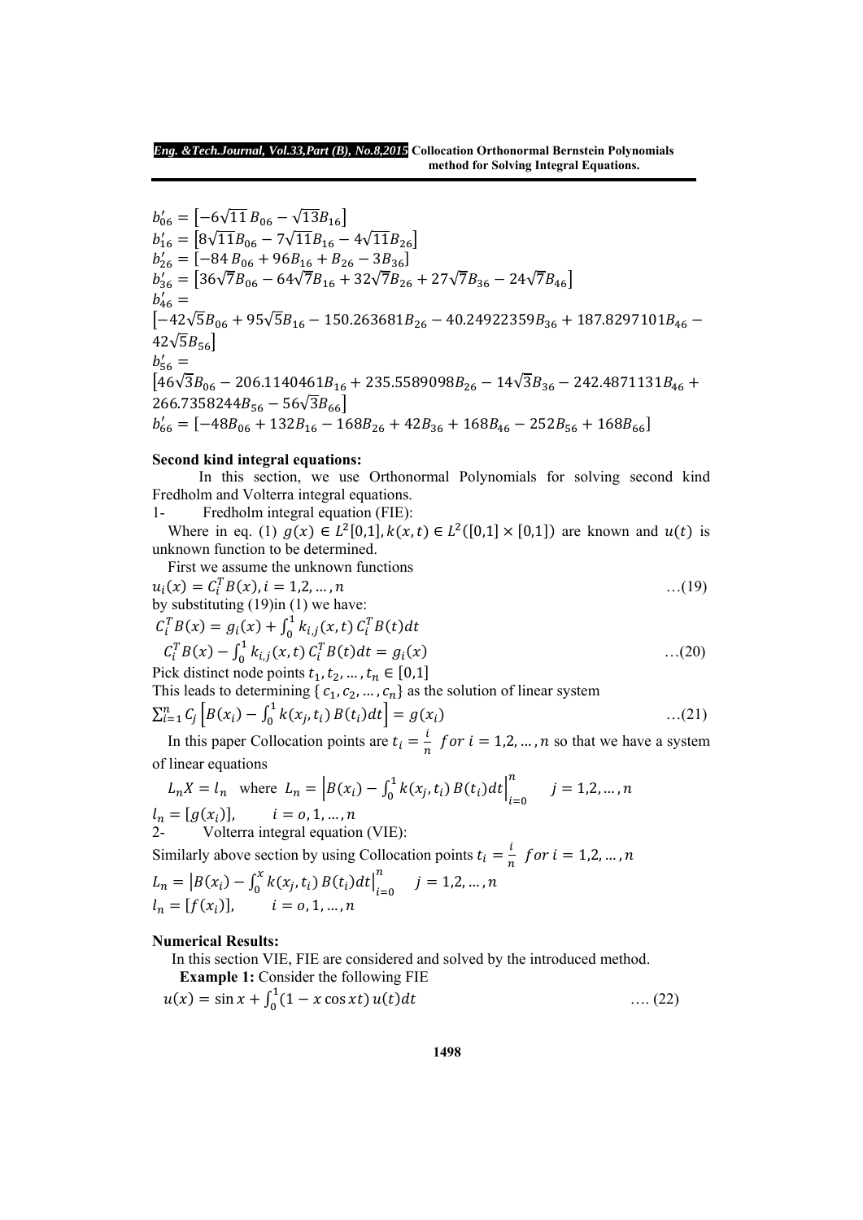$b'_{06} = \left[-6\sqrt{11}\, B_{06} - \sqrt{13} B_{16}\right]$
$b'_{16} = \left[8\sqrt{11} B_{06} - 7\sqrt{11} B_{16} - 4\sqrt{11} B_{26}\right]$
$b'_{26} = \left[-84\, B_{06} + 96 B_{16} + B_{26} - 3 B_{36}\right]$
$b'_{36} = \left[36\sqrt{7} B_{06} - 64\sqrt{7} B_{16} + 32\sqrt{7} B_{26} + 27\sqrt{7} B_{36} - 24\sqrt{7} B_{46}\right]$
$b'_{46} =$
$\left[-42\sqrt{5} B_{06} + 95\sqrt{5} B_{16} - 150.263681 B_{26} - 40.24922359 B_{36} + 187.8297101 B_{46} - 42\sqrt{5} B_{56}\right]$
$b'_{56} =$
$\left[46\sqrt{3} B_{06} - 206.1140461 B_{16} + 235.5589098 B_{26} - 14\sqrt{3} B_{36} - 242.4871131 B_{46} + 266.7358244 B_{56} - 56\sqrt{3} B_{66}\right]$
$b'_{66} = \left[-48 B_{06} + 132 B_{16} - 168 B_{26} + 42 B_{36} + 168 B_{46} - 252 B_{56} + 168 B_{66}\right]$

**Second kind integral equations:**

In this section, we use Orthonormal Polynomials for solving second kind Fredholm and Volterra integral equations.

1- Fredholm integral equation (FIE):

Where in eq. (1) $g(x) \in L^2[0,1], k(x,t) \in L^2([0,1] \times [0,1])$ are known and $u(t)$ is unknown function to be determined.

First we assume the unknown functions

$$u_i(x) = C_i^T B(x), i = 1,2,\dots,n \qquad \dots(19)$$

by substituting (19)in (1) we have:

$$C_i^T B(x) = g_i(x) + \int_0^1 k_{i,j}(x,t)\, C_i^T B(t) dt$$

$$C_i^T B(x) - \int_0^1 k_{i,j}(x,t)\, C_i^T B(t) dt = g_i(x) \qquad \dots(20)$$

Pick distinct node points $t_1, t_2, \dots, t_n \in [0,1]$

This leads to determining $\{ c_1, c_2, \dots, c_n\}$ as the solution of linear system

$$\sum_{i=1}^{n} C_j \left[B(x_i) - \int_0^1 k(x_j, t_i)\, B(t_i) dt\right] = g(x_i) \qquad \dots(21)$$

In this paper Collocation points are $t_i = \frac{i}{n}$ $for\ i = 1,2,\dots,n$ so that we have a system of linear equations

$$L_n X = l_n \quad \text{where} \quad L_n = \left|B(x_i) - \int_0^1 k(x_j, t_i)\, B(t_i) dt\right|_{i=0}^{n} \qquad j = 1,2,\dots,n$$

$$l_n = [g(x_i)], \qquad i = o,1,\dots,n$$

2- Volterra integral equation (VIE):

Similarly above section by using Collocation points $t_i = \frac{i}{n}$ $for\ i = 1,2,\dots,n$

$$L_n = \left|B(x_i) - \int_0^x k(x_j, t_i)\, B(t_i) dt\right|_{i=0}^{n} \qquad j = 1,2,\dots,n$$

$$l_n = [f(x_i)], \qquad i = o,1,\dots,n$$

**Numerical Results:**

In this section VIE, FIE are considered and solved by the introduced method.

**Example 1:** Consider the following FIE

$$u(x) = \sin x + \int_0^1 (1 - x \cos xt)\, u(t) dt \qquad \dots. (22)$$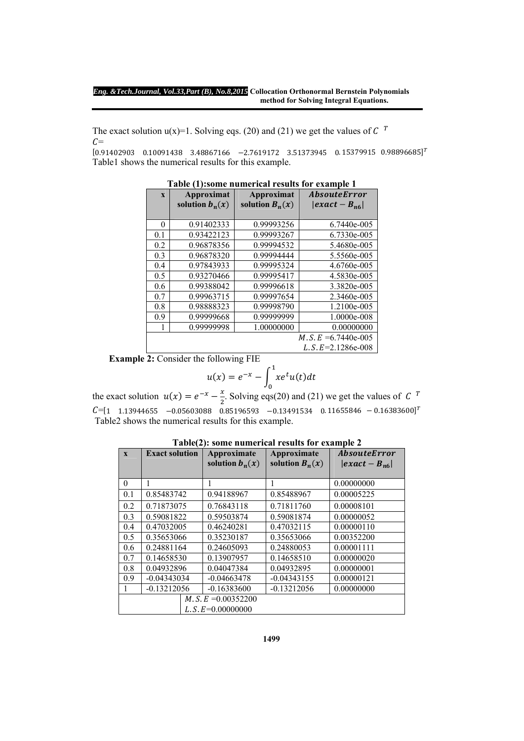The exact solution u(x)=1. Solving eqs. (20) and (21) we get the values of $C^{\ T}$
$C$=
$[0.91402903 \quad 0.10091438 \quad 3.48867166 \quad -2.7619172 \quad 3.51373945 \quad 0.15379915 \quad 0.98896685]^T$
Table1 shows the numerical results for this example.

**Table (1):some numerical results for example 1**

| x | Approximat solution $b_n(x)$ | Approximat solution $B_n(x)$ | $AbsouteError$ $\|exact - B_{n6}\|$ |
|---|---|---|---|
| 0 | 0.91402333 | 0.99993256 | 6.7440e-005 |
| 0.1 | 0.93422123 | 0.99993267 | 6.7330e-005 |
| 0.2 | 0.96878356 | 0.99994532 | 5.4680e-005 |
| 0.3 | 0.96878320 | 0.99994444 | 5.5560e-005 |
| 0.4 | 0.97843933 | 0.99995324 | 4.6760e-005 |
| 0.5 | 0.93270466 | 0.99995417 | 4.5830e-005 |
| 0.6 | 0.99388042 | 0.99996618 | 3.3820e-005 |
| 0.7 | 0.99963715 | 0.99997654 | 2.3460e-005 |
| 0.8 | 0.98888323 | 0.99998790 | 1.2100e-005 |
| 0.9 | 0.99999668 | 0.99999999 | 1.0000e-008 |
| 1 | 0.99999998 | 1.00000000 | 0.00000000 |
| | | | $M.S.E$ =6.7440e-005 |
| | | | $L.S.E$=2.1286e-008 |

**Example 2:** Consider the following FIE

$$u(x) = e^{-x} - \int_0^1 xe^t u(t)dt$$

the exact solution $u(x) = e^{-x} - \frac{x}{2}$. Solving eqs(20) and (21) we get the values of $C^{\ T}$
$C$=$[1 \quad 1.13944655 \quad -0.05603088 \quad 0.85196593 \quad -0.13491534 \quad 0.11655846 \quad -0.16383600]^T$
Table2 shows the numerical results for this example.

**Table(2): some numerical results for example 2**

| x | Exact solution | Approximate solution $b_n(x)$ | Approximate solution $B_n(x)$ | $AbsouteError$ $\|exact - B_{n6}\|$ |
|---|---|---|---|---|
| 0 | 1 | 1 | 1 | 0.00000000 |
| 0.1 | 0.85483742 | 0.94188967 | 0.85488967 | 0.00005225 |
| 0.2 | 0.71873075 | 0.76843118 | 0.71811760 | 0.00008101 |
| 0.3 | 0.59081822 | 0.59503874 | 0.59081874 | 0.00000052 |
| 0.4 | 0.47032005 | 0.46240281 | 0.47032115 | 0.00000110 |
| 0.5 | 0.35653066 | 0.35230187 | 0.35653066 | 0.00352200 |
| 0.6 | 0.24881164 | 0.24605093 | 0.24880053 | 0.00001111 |
| 0.7 | 0.14658530 | 0.13907957 | 0.14658510 | 0.00000020 |
| 0.8 | 0.04932896 | 0.04047384 | 0.04932895 | 0.00000001 |
| 0.9 | -0.04343034 | -0.04663478 | -0.04343155 | 0.00000121 |
| 1 | -0.13212056 | -0.16383600 | -0.13212056 | 0.00000000 |
| | $M.S.E$ =0.00352200 | | | |
| | $L.S.E$=0.00000000 | | | |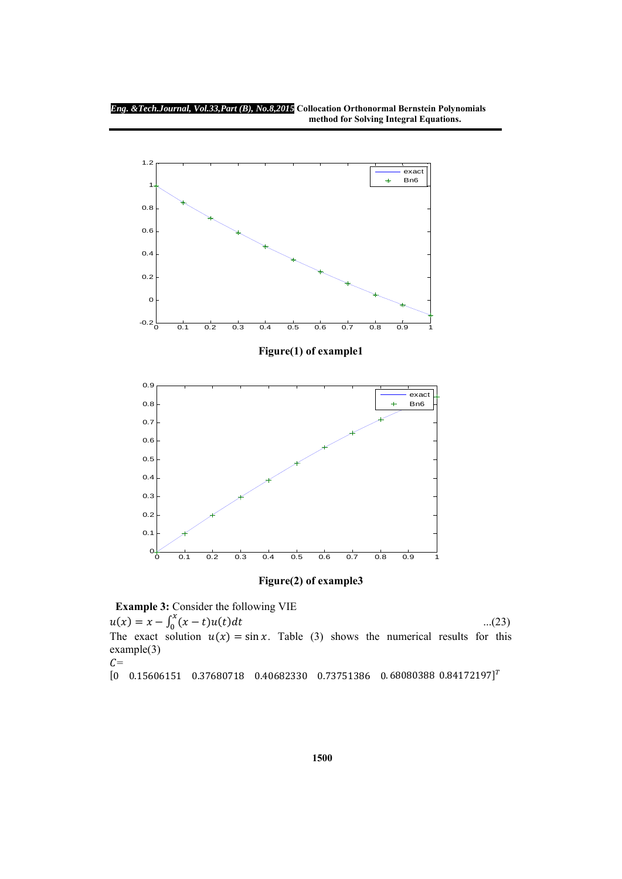Figure(1) of example1

Figure(2) of example3

**Example 3:** Consider the following VIE

$$u(x) = x - \int_0^x (x-t)u(t)dt \qquad ...(23)$$

The exact solution $u(x) = \sin x$. Table (3) shows the numerical results for this example(3)

$C=$

$[0 \quad 0.15606151 \quad 0.37680718 \quad 0.40682330 \quad 0.73751386 \quad 0.68080388 \quad 0.84172197]^T$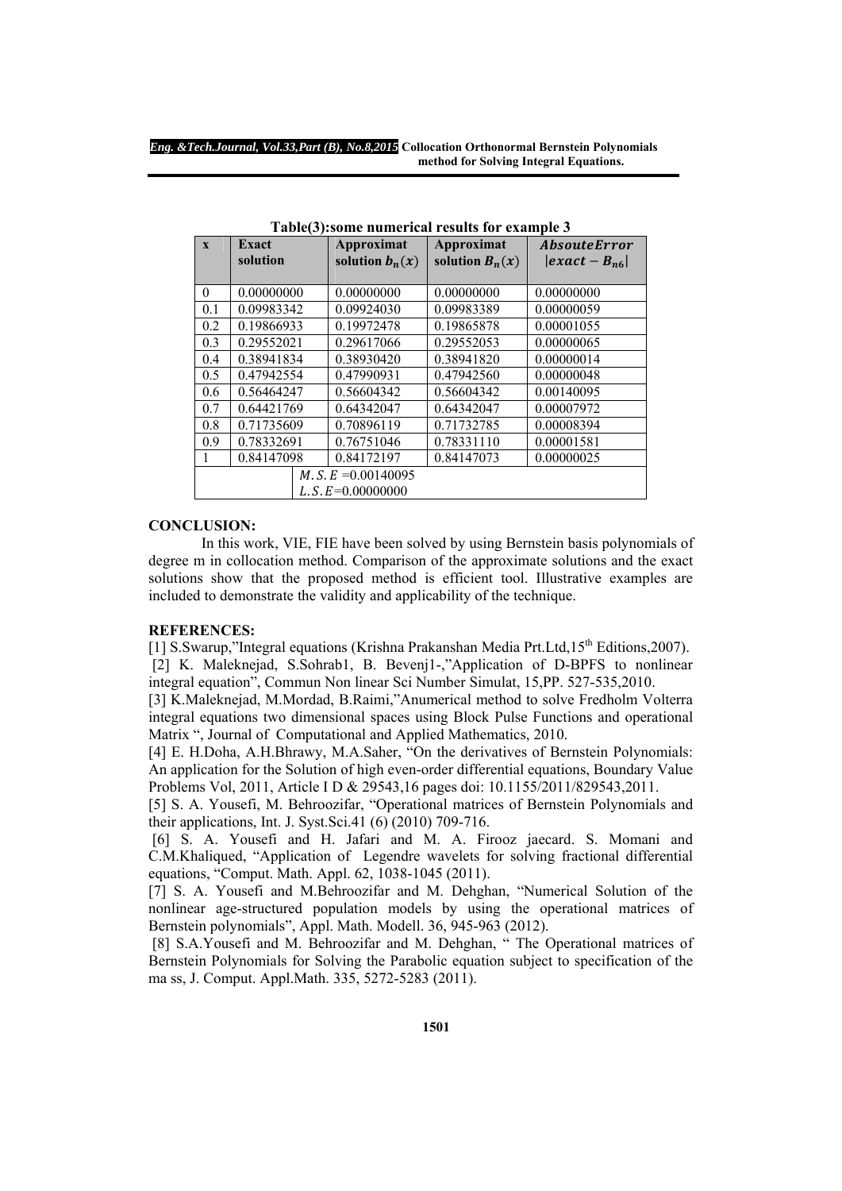**Table(3):some numerical results for example 3**

| x | Exact solution | Approximat solution $b_n(x)$ | Approximat solution $B_n(x)$ | $AbsouteError$ $\|exact - B_{n6}\|$ |
|---|---|---|---|---|
| 0 | 0.00000000 | 0.00000000 | 0.00000000 | 0.00000000 |
| 0.1 | 0.09983342 | 0.09924030 | 0.09983389 | 0.00000059 |
| 0.2 | 0.19866933 | 0.19972478 | 0.19865878 | 0.00001055 |
| 0.3 | 0.29552021 | 0.29617066 | 0.29552053 | 0.00000065 |
| 0.4 | 0.38941834 | 0.38930420 | 0.38941820 | 0.00000014 |
| 0.5 | 0.47942554 | 0.47990931 | 0.47942560 | 0.00000048 |
| 0.6 | 0.56464247 | 0.56604342 | 0.56604342 | 0.00140095 |
| 0.7 | 0.64421769 | 0.64342047 | 0.64342047 | 0.00007972 |
| 0.8 | 0.71735609 | 0.70896119 | 0.71732785 | 0.00008394 |
| 0.9 | 0.78332691 | 0.76751046 | 0.78331110 | 0.00001581 |
| 1 | 0.84147098 | 0.84172197 | 0.84147073 | 0.00000025 |
| | $M.S.E$ =0.00140095 $L.S.E$=0.00000000 | | | |

## CONCLUSION:

In this work, VIE, FIE have been solved by using Bernstein basis polynomials of degree m in collocation method. Comparison of the approximate solutions and the exact solutions show that the proposed method is efficient tool. Illustrative examples are included to demonstrate the validity and applicability of the technique.

## REFERENCES:

[1] S.Swarup,"Integral equations (Krishna Prakanshan Media Prt.Ltd,15th Editions,2007).

[2] K. Maleknejad, S.Sohrab1, B. Bevenj1-,"Application of D-BPFS to nonlinear integral equation", Commun Non linear Sci Number Simulat, 15,PP. 527-535,2010.

[3] K.Maleknejad, M.Mordad, B.Raimi,"Anumerical method to solve Fredholm Volterra integral equations two dimensional spaces using Block Pulse Functions and operational Matrix ", Journal of Computational and Applied Mathematics, 2010.

[4] E. H.Doha, A.H.Bhrawy, M.A.Saher, "On the derivatives of Bernstein Polynomials: An application for the Solution of high even-order differential equations, Boundary Value Problems Vol, 2011, Article I D & 29543,16 pages doi: 10.1155/2011/829543,2011.

[5] S. A. Yousefi, M. Behroozifar, "Operational matrices of Bernstein Polynomials and their applications, Int. J. Syst.Sci.41 (6) (2010) 709-716.

[6] S. A. Yousefi and H. Jafari and M. A. Firooz jaecard. S. Momani and C.M.Khaliqued, "Application of Legendre wavelets for solving fractional differential equations, "Comput. Math. Appl. 62, 1038-1045 (2011).

[7] S. A. Yousefi and M.Behroozifar and M. Dehghan, "Numerical Solution of the nonlinear age-structured population models by using the operational matrices of Bernstein polynomials", Appl. Math. Modell. 36, 945-963 (2012).

[8] S.A.Yousefi and M. Behroozifar and M. Dehghan, " The Operational matrices of Bernstein Polynomials for Solving the Parabolic equation subject to specification of the ma ss, J. Comput. Appl.Math. 335, 5272-5283 (2011).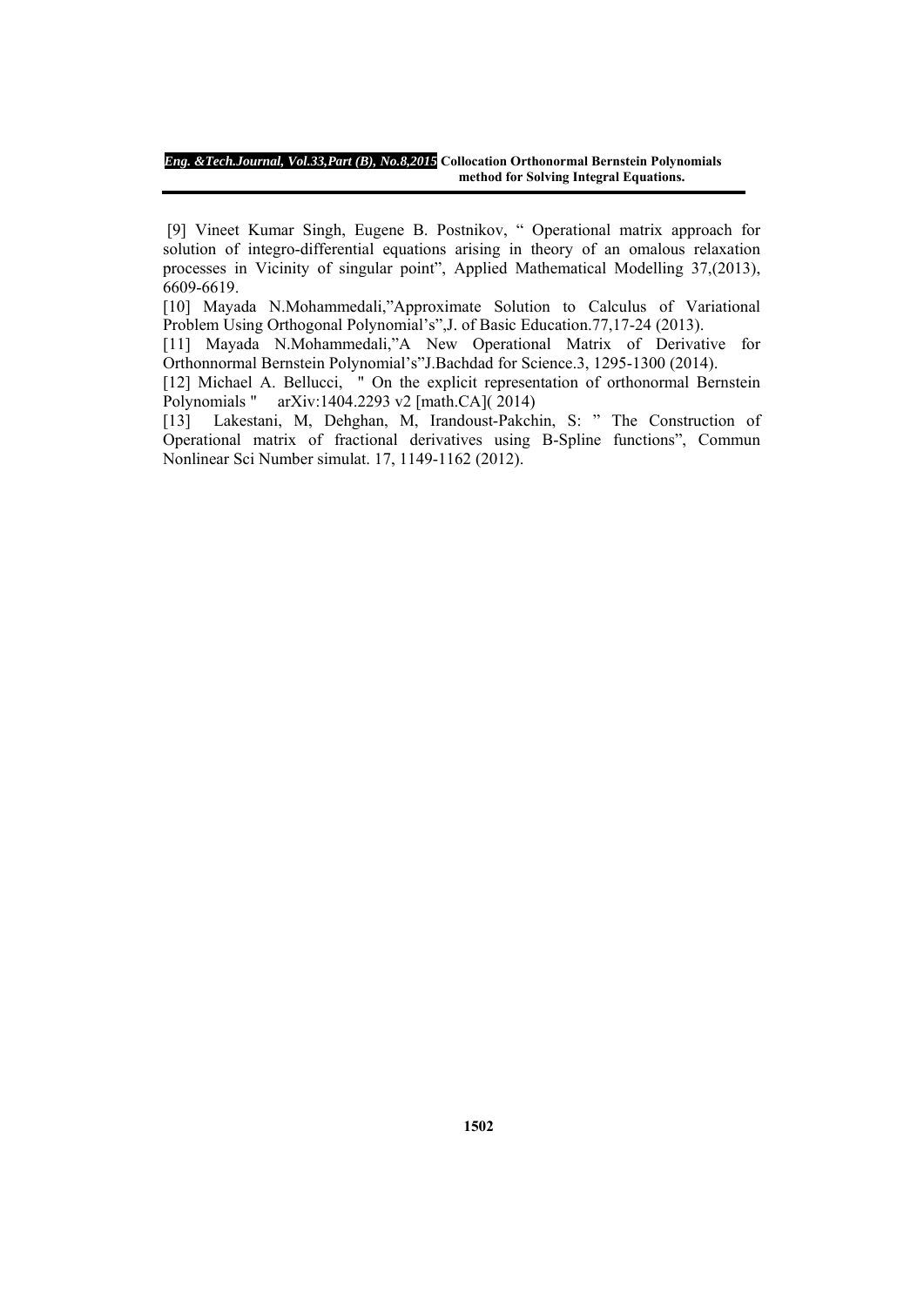[9] Vineet Kumar Singh, Eugene B. Postnikov, " Operational matrix approach for solution of integro-differential equations arising in theory of an omalous relaxation processes in Vicinity of singular point", Applied Mathematical Modelling 37,(2013), 6609-6619.

[10] Mayada N.Mohammedali,"Approximate Solution to Calculus of Variational Problem Using Orthogonal Polynomial's",J. of Basic Education.77,17-24 (2013).

[11] Mayada N.Mohammedali,"A New Operational Matrix of Derivative for Orthonnormal Bernstein Polynomial's"J.Bachdad for Science.3, 1295-1300 (2014).

[12] Michael A. Bellucci, " On the explicit representation of orthonormal Bernstein Polynomials " arXiv:1404.2293 v2 [math.CA]( 2014)

[13] Lakestani, M, Dehghan, M, Irandoust-Pakchin, S: " The Construction of Operational matrix of fractional derivatives using B-Spline functions", Commun Nonlinear Sci Number simulat. 17, 1149-1162 (2012).